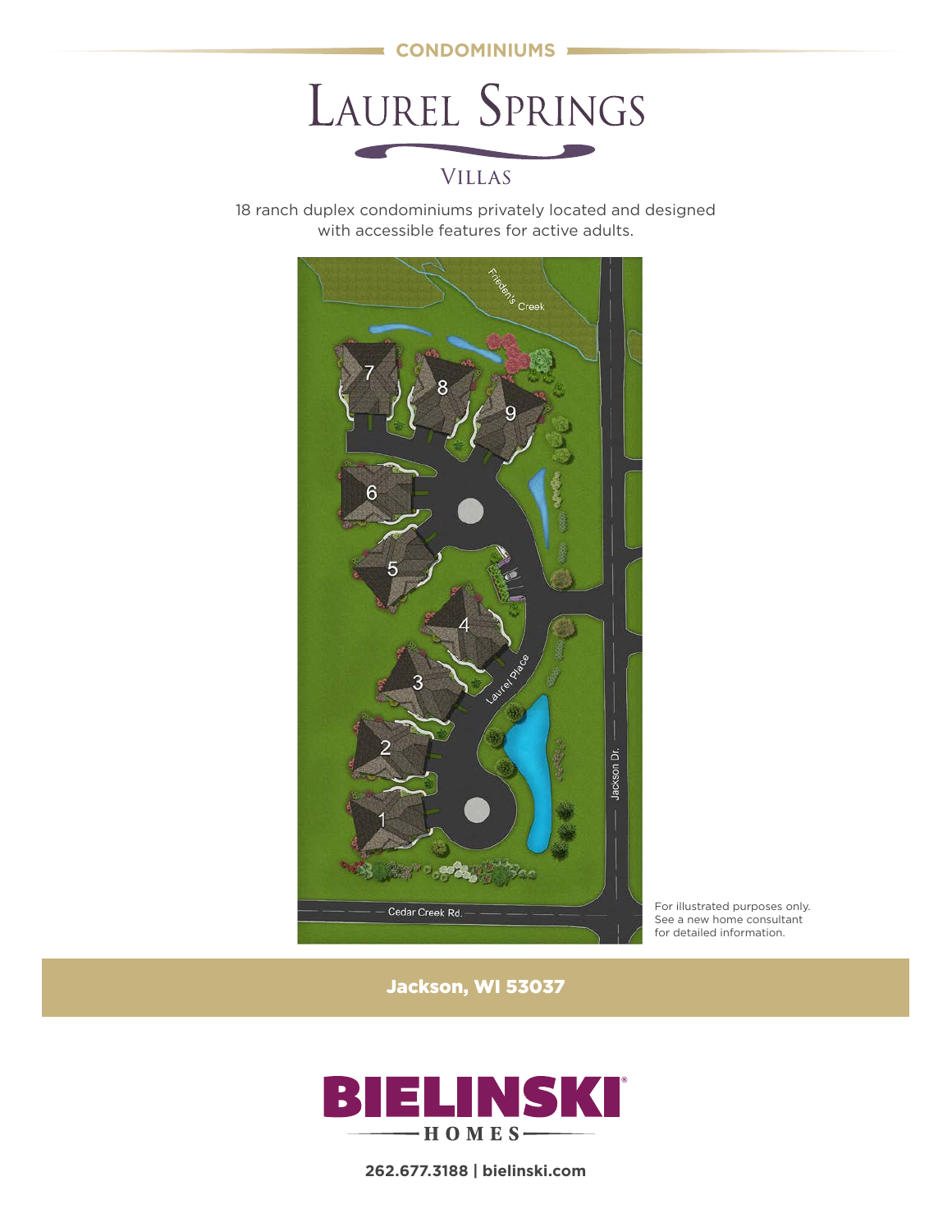CONDOMINIUMS

# Laurel Springs

## Villas

18 ranch duplex condominiums privately located and designed with accessible features for active adults.

For illustrated purposes only. See a new home consultant for detailed information.

**Jackson, WI 53037**

BIELINSKI HOMES

**262.677.3188 | bielinski.com**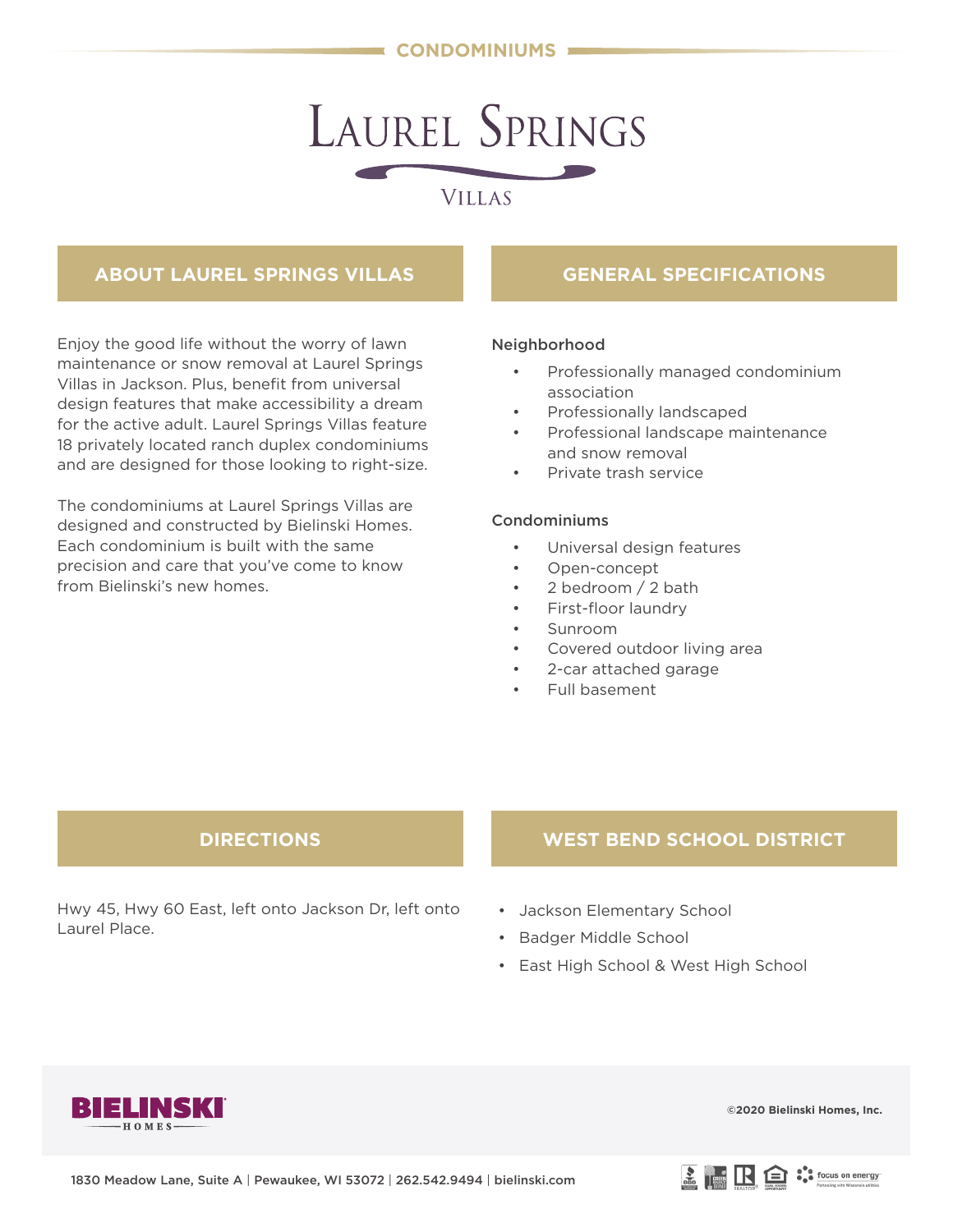CONDOMINIUMS

# LAUREL SPRINGS

VILLAS

## ABOUT LAUREL SPRINGS VILLAS

Enjoy the good life without the worry of lawn maintenance or snow removal at Laurel Springs Villas in Jackson. Plus, benefit from universal design features that make accessibility a dream for the active adult. Laurel Springs Villas feature 18 privately located ranch duplex condominiums and are designed for those looking to right-size.

The condominiums at Laurel Springs Villas are designed and constructed by Bielinski Homes. Each condominium is built with the same precision and care that you've come to know from Bielinski's new homes.

## GENERAL SPECIFICATIONS

### Neighborhood

- Professionally managed condominium association
- Professionally landscaped
- Professional landscape maintenance and snow removal
- Private trash service

### Condominiums

- Universal design features
- Open-concept
- 2 bedroom / 2 bath
- First-floor laundry
- Sunroom
- Covered outdoor living area
- 2-car attached garage
- Full basement

## DIRECTIONS

Hwy 45, Hwy 60 East, left onto Jackson Dr, left onto Laurel Place.

## WEST BEND SCHOOL DISTRICT

- Jackson Elementary School
- Badger Middle School
- East High School & West High School

BIELINSKI HOMES

©2020 Bielinski Homes, Inc.

1830 Meadow Lane, Suite A | Pewaukee, WI 53072 | 262.542.9494 | bielinski.com